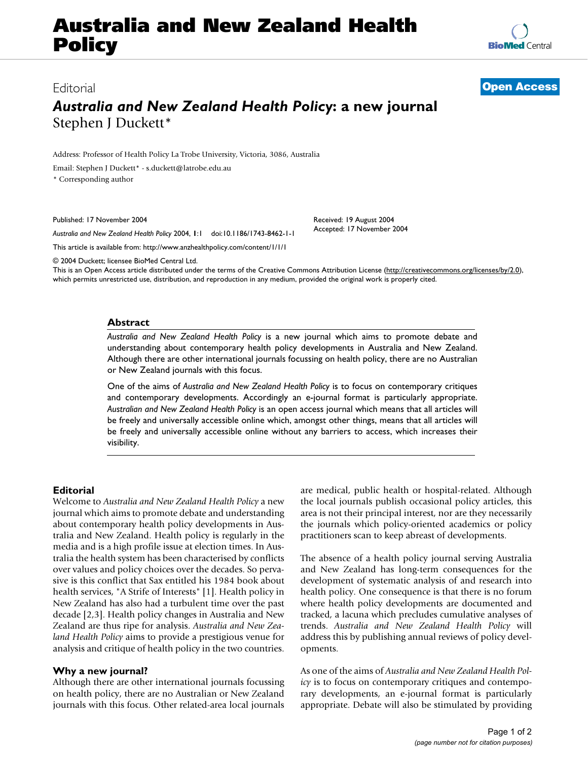# Australia and New Zealand Health Policy

Editorial

**Open Access**

# *Australia and New Zealand Health Policy*: a new journal

Stephen J Duckett*

Address: Professor of Health Policy La Trobe University, Victoria, 3086, Australia

Email: Stephen J Duckett* - s.duckett@latrobe.edu.au

\* Corresponding author

Published: 17 November 2004

*Australia and New Zealand Health Policy* 2004, **1**:1 doi:10.1186/1743-8462-1-1

Received: 19 August 2004
Accepted: 17 November 2004

This article is available from: http://www.anzhealthpolicy.com/content/1/1/1

© 2004 Duckett; licensee BioMed Central Ltd.
This is an Open Access article distributed under the terms of the Creative Commons Attribution License (http://creativecommons.org/licenses/by/2.0), which permits unrestricted use, distribution, and reproduction in any medium, provided the original work is properly cited.

## Abstract

*Australia and New Zealand Health Policy* is a new journal which aims to promote debate and understanding about contemporary health policy developments in Australia and New Zealand. Although there are other international journals focussing on health policy, there are no Australian or New Zealand journals with this focus.

One of the aims of *Australia and New Zealand Health Policy* is to focus on contemporary critiques and contemporary developments. Accordingly an e-journal format is particularly appropriate. *Australian and New Zealand Health Policy* is an open access journal which means that all articles will be freely and universally accessible online which, amongst other things, means that all articles will be freely and universally accessible online without any barriers to access, which increases their visibility.

## Editorial

Welcome to *Australia and New Zealand Health Policy* a new journal which aims to promote debate and understanding about contemporary health policy developments in Australia and New Zealand. Health policy is regularly in the media and is a high profile issue at election times. In Australia the health system has been characterised by conflicts over values and policy choices over the decades. So pervasive is this conflict that Sax entitled his 1984 book about health services, "A Strife of Interests" [1]. Health policy in New Zealand has also had a turbulent time over the past decade [2,3]. Health policy changes in Australia and New Zealand are thus ripe for analysis. *Australia and New Zealand Health Policy* aims to provide a prestigious venue for analysis and critique of health policy in the two countries.

### Why a new journal?

Although there are other international journals focussing on health policy, there are no Australian or New Zealand journals with this focus. Other related-area local journals are medical, public health or hospital-related. Although the local journals publish occasional policy articles, this area is not their principal interest, nor are they necessarily the journals which policy-oriented academics or policy practitioners scan to keep abreast of developments.

The absence of a health policy journal serving Australia and New Zealand has long-term consequences for the development of systematic analysis of and research into health policy. One consequence is that there is no forum where health policy developments are documented and tracked, a lacuna which precludes cumulative analyses of trends. *Australia and New Zealand Health Policy* will address this by publishing annual reviews of policy developments.

As one of the aims of *Australia and New Zealand Health Policy* is to focus on contemporary critiques and contemporary developments, an e-journal format is particularly appropriate. Debate will also be stimulated by providing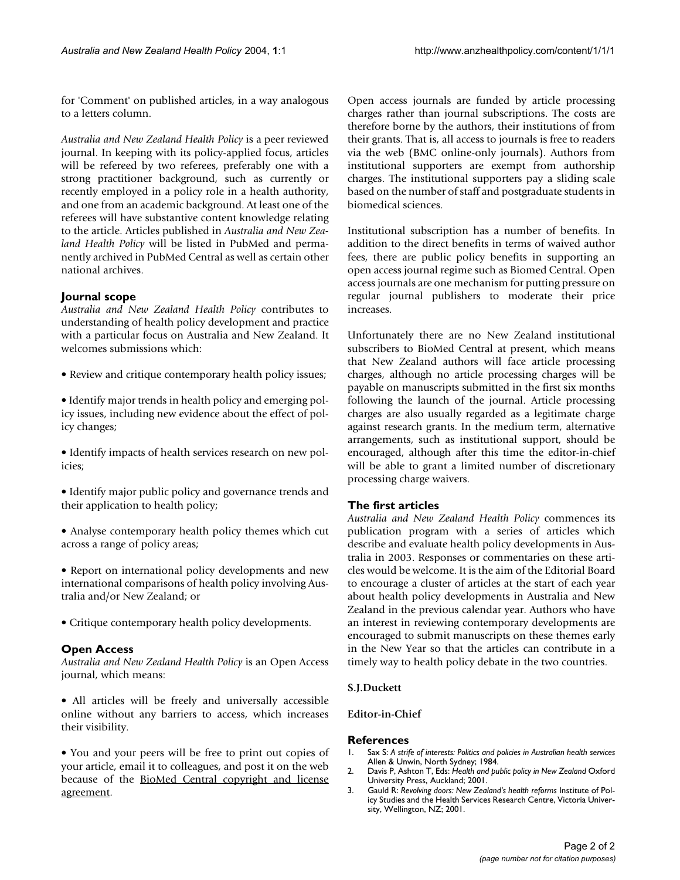for 'Comment' on published articles, in a way analogous to a letters column.

*Australia and New Zealand Health Policy* is a peer reviewed journal. In keeping with its policy-applied focus, articles will be refereed by two referees, preferably one with a strong practitioner background, such as currently or recently employed in a policy role in a health authority, and one from an academic background. At least one of the referees will have substantive content knowledge relating to the article. Articles published in *Australia and New Zealand Health Policy* will be listed in PubMed and permanently archived in PubMed Central as well as certain other national archives.

## Journal scope

*Australia and New Zealand Health Policy* contributes to understanding of health policy development and practice with a particular focus on Australia and New Zealand. It welcomes submissions which:

- Review and critique contemporary health policy issues;
- Identify major trends in health policy and emerging policy issues, including new evidence about the effect of policy changes;
- Identify impacts of health services research on new policies;
- Identify major public policy and governance trends and their application to health policy;
- Analyse contemporary health policy themes which cut across a range of policy areas;
- Report on international policy developments and new international comparisons of health policy involving Australia and/or New Zealand; or
- Critique contemporary health policy developments.

## Open Access

*Australia and New Zealand Health Policy* is an Open Access journal, which means:

- All articles will be freely and universally accessible online without any barriers to access, which increases their visibility.
- You and your peers will be free to print out copies of your article, email it to colleagues, and post it on the web because of the BioMed Central copyright and license agreement.

Open access journals are funded by article processing charges rather than journal subscriptions. The costs are therefore borne by the authors, their institutions of from their grants. That is, all access to journals is free to readers via the web (BMC online-only journals). Authors from institutional supporters are exempt from authorship charges. The institutional supporters pay a sliding scale based on the number of staff and postgraduate students in biomedical sciences.

Institutional subscription has a number of benefits. In addition to the direct benefits in terms of waived author fees, there are public policy benefits in supporting an open access journal regime such as Biomed Central. Open access journals are one mechanism for putting pressure on regular journal publishers to moderate their price increases.

Unfortunately there are no New Zealand institutional subscribers to BioMed Central at present, which means that New Zealand authors will face article processing charges, although no article processing charges will be payable on manuscripts submitted in the first six months following the launch of the journal. Article processing charges are also usually regarded as a legitimate charge against research grants. In the medium term, alternative arrangements, such as institutional support, should be encouraged, although after this time the editor-in-chief will be able to grant a limited number of discretionary processing charge waivers.

## The first articles

*Australia and New Zealand Health Policy* commences its publication program with a series of articles which describe and evaluate health policy developments in Australia in 2003. Responses or commentaries on these articles would be welcome. It is the aim of the Editorial Board to encourage a cluster of articles at the start of each year about health policy developments in Australia and New Zealand in the previous calendar year. Authors who have an interest in reviewing contemporary developments are encouraged to submit manuscripts on these themes early in the New Year so that the articles can contribute in a timely way to health policy debate in the two countries.

**S.J.Duckett**

**Editor-in-Chief**

## References

1. Sax S: *A strife of interests: Politics and policies in Australian health services* Allen & Unwin, North Sydney; 1984.
2. Davis P, Ashton T, Eds: *Health and public policy in New Zealand* Oxford University Press, Auckland; 2001.
3. Gauld R: *Revolving doors: New Zealand's health reforms* Institute of Policy Studies and the Health Services Research Centre, Victoria University, Wellington, NZ; 2001.